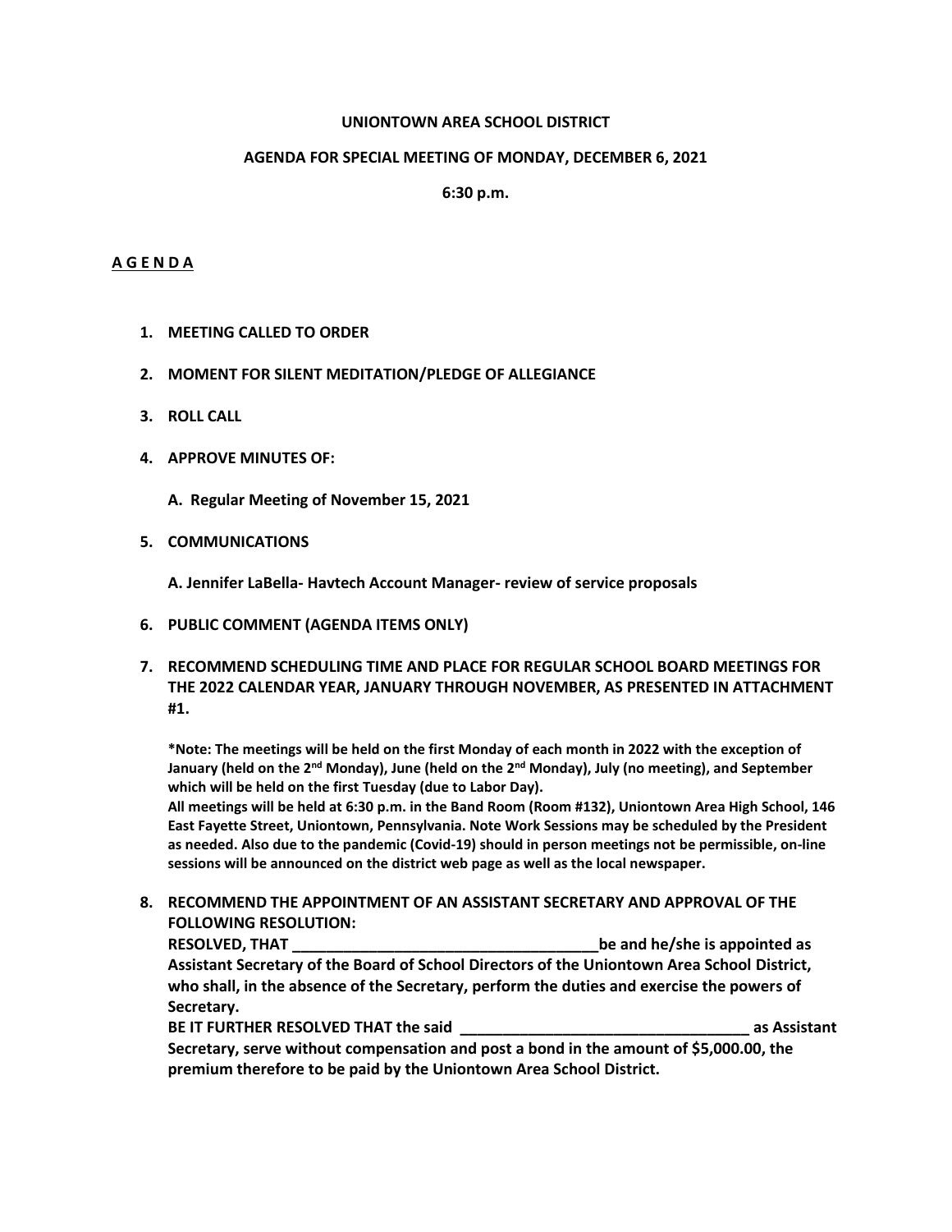**UNIONTOWN AREA SCHOOL DISTRICT**

**AGENDA FOR SPECIAL MEETING OF MONDAY, DECEMBER 6, 2021**

**6:30 p.m.**

**A G E N D A**

1. **MEETING CALLED TO ORDER**

2. **MOMENT FOR SILENT MEDITATION/PLEDGE OF ALLEGIANCE**

3. **ROLL CALL**

4. **APPROVE MINUTES OF:**

   **A. Regular Meeting of November 15, 2021**

5. **COMMUNICATIONS**

   **A. Jennifer LaBella- Havtech Account Manager- review of service proposals**

6. **PUBLIC COMMENT (AGENDA ITEMS ONLY)**

7. **RECOMMEND SCHEDULING TIME AND PLACE FOR REGULAR SCHOOL BOARD MEETINGS FOR THE 2022 CALENDAR YEAR, JANUARY THROUGH NOVEMBER, AS PRESENTED IN ATTACHMENT #1.**

   **\*Note: The meetings will be held on the first Monday of each month in 2022 with the exception of January (held on the 2nd Monday), June (held on the 2nd Monday), July (no meeting), and September which will be held on the first Tuesday (due to Labor Day).**
   **All meetings will be held at 6:30 p.m. in the Band Room (Room #132), Uniontown Area High School, 146 East Fayette Street, Uniontown, Pennsylvania. Note Work Sessions may be scheduled by the President as needed. Also due to the pandemic (Covid-19) should in person meetings not be permissible, on-line sessions will be announced on the district web page as well as the local newspaper.**

8. **RECOMMEND THE APPOINTMENT OF AN ASSISTANT SECRETARY AND APPROVAL OF THE FOLLOWING RESOLUTION:**
   **RESOLVED, THAT \_\_\_\_\_\_\_\_\_\_\_\_\_\_\_\_\_\_\_\_\_\_\_\_\_\_\_\_\_\_\_\_\_\_\_\_be and he/she is appointed as Assistant Secretary of the Board of School Directors of the Uniontown Area School District, who shall, in the absence of the Secretary, perform the duties and exercise the powers of Secretary.**
   **BE IT FURTHER RESOLVED THAT the said \_\_\_\_\_\_\_\_\_\_\_\_\_\_\_\_\_\_\_\_\_\_\_\_\_\_\_\_\_\_\_\_\_\_ as Assistant Secretary, serve without compensation and post a bond in the amount of $5,000.00, the premium therefore to be paid by the Uniontown Area School District.**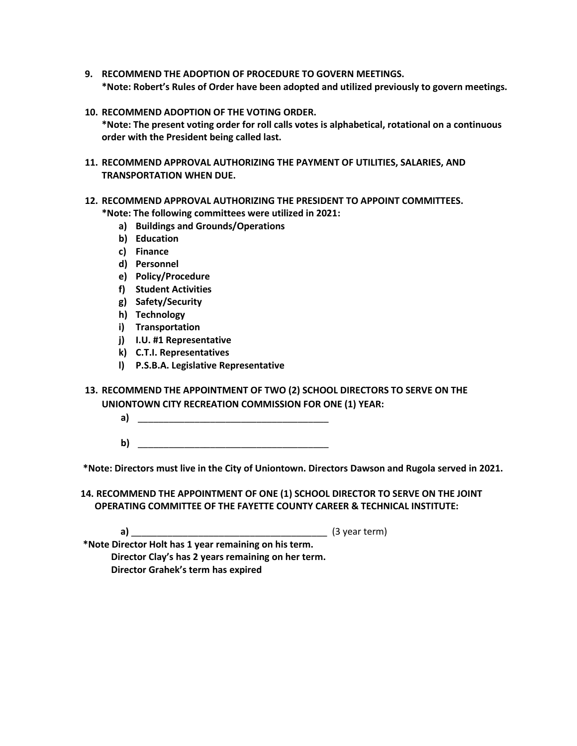9. **RECOMMEND THE ADOPTION OF PROCEDURE TO GOVERN MEETINGS.**
   **\*Note: Robert's Rules of Order have been adopted and utilized previously to govern meetings.**

10. **RECOMMEND ADOPTION OF THE VOTING ORDER.**
    **\*Note: The present voting order for roll calls votes is alphabetical, rotational on a continuous order with the President being called last.**

11. **RECOMMEND APPROVAL AUTHORIZING THE PAYMENT OF UTILITIES, SALARIES, AND TRANSPORTATION WHEN DUE.**

12. **RECOMMEND APPROVAL AUTHORIZING THE PRESIDENT TO APPOINT COMMITTEES.**
    **\*Note: The following committees were utilized in 2021:**
    - **a) Buildings and Grounds/Operations**
    - **b) Education**
    - **c) Finance**
    - **d) Personnel**
    - **e) Policy/Procedure**
    - **f) Student Activities**
    - **g) Safety/Security**
    - **h) Technology**
    - **i) Transportation**
    - **j) I.U. #1 Representative**
    - **k) C.T.I. Representatives**
    - **l) P.S.B.A. Legislative Representative**

13. **RECOMMEND THE APPOINTMENT OF TWO (2) SCHOOL DIRECTORS TO SERVE ON THE UNIONTOWN CITY RECREATION COMMISSION FOR ONE (1) YEAR:**
    - **a)** ______________________________________
    - **b)** ______________________________________

**\*Note: Directors must live in the City of Uniontown. Directors Dawson and Rugola served in 2021.**

14. **RECOMMEND THE APPOINTMENT OF ONE (1) SCHOOL DIRECTOR TO SERVE ON THE JOINT OPERATING COMMITTEE OF THE FAYETTE COUNTY CAREER & TECHNICAL INSTITUTE:**
    - **a)** ______________________________________ (3 year term)

**\*Note Director Holt has 1 year remaining on his term.**
**Director Clay's has 2 years remaining on her term.**
**Director Grahek's term has expired**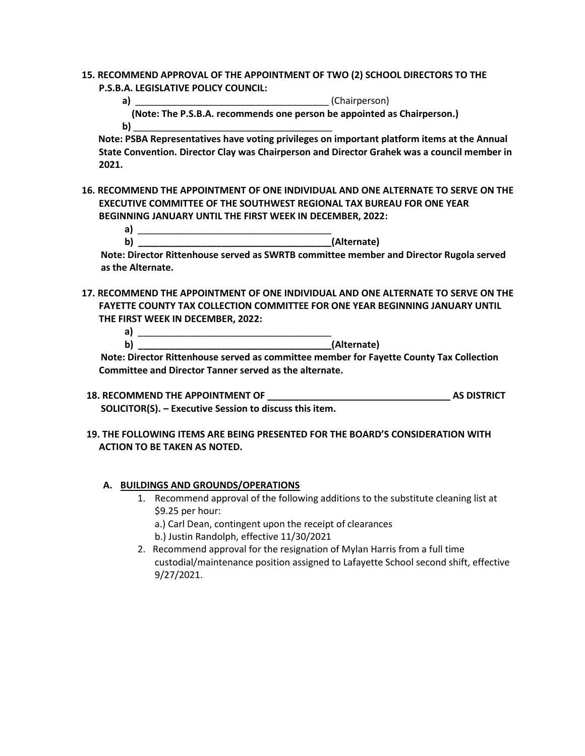**15. RECOMMEND APPROVAL OF THE APPOINTMENT OF TWO (2) SCHOOL DIRECTORS TO THE P.S.B.A. LEGISLATIVE POLICY COUNCIL:**

**a)** ______________________________________ (Chairperson)

**(Note: The P.S.B.A. recommends one person be appointed as Chairperson.)**

**b)** ______________________________________

**Note: PSBA Representatives have voting privileges on important platform items at the Annual State Convention. Director Clay was Chairperson and Director Grahek was a council member in 2021.**

**16. RECOMMEND THE APPOINTMENT OF ONE INDIVIDUAL AND ONE ALTERNATE TO SERVE ON THE EXECUTIVE COMMITTEE OF THE SOUTHWEST REGIONAL TAX BUREAU FOR ONE YEAR BEGINNING JANUARY UNTIL THE FIRST WEEK IN DECEMBER, 2022:**

**a)** ______________________________________

**b)** ______________________________________**(Alternate)**

**Note: Director Rittenhouse served as SWRTB committee member and Director Rugola served as the Alternate.**

**17. RECOMMEND THE APPOINTMENT OF ONE INDIVIDUAL AND ONE ALTERNATE TO SERVE ON THE FAYETTE COUNTY TAX COLLECTION COMMITTEE FOR ONE YEAR BEGINNING JANUARY UNTIL THE FIRST WEEK IN DECEMBER, 2022:**

**a)** ______________________________________

**b)** ______________________________________**(Alternate)**

**Note: Director Rittenhouse served as committee member for Fayette County Tax Collection Committee and Director Tanner served as the alternate.**

**18. RECOMMEND THE APPOINTMENT OF ___________________________________ AS DISTRICT SOLICITOR(S). – Executive Session to discuss this item.**

**19. THE FOLLOWING ITEMS ARE BEING PRESENTED FOR THE BOARD'S CONSIDERATION WITH ACTION TO BE TAKEN AS NOTED.**

**A. <u>BUILDINGS AND GROUNDS/OPERATIONS</u>**

1. Recommend approval of the following additions to the substitute cleaning list at $9.25 per hour:
   a.) Carl Dean, contingent upon the receipt of clearances
   b.) Justin Randolph, effective 11/30/2021
2. Recommend approval for the resignation of Mylan Harris from a full time custodial/maintenance position assigned to Lafayette School second shift, effective 9/27/2021.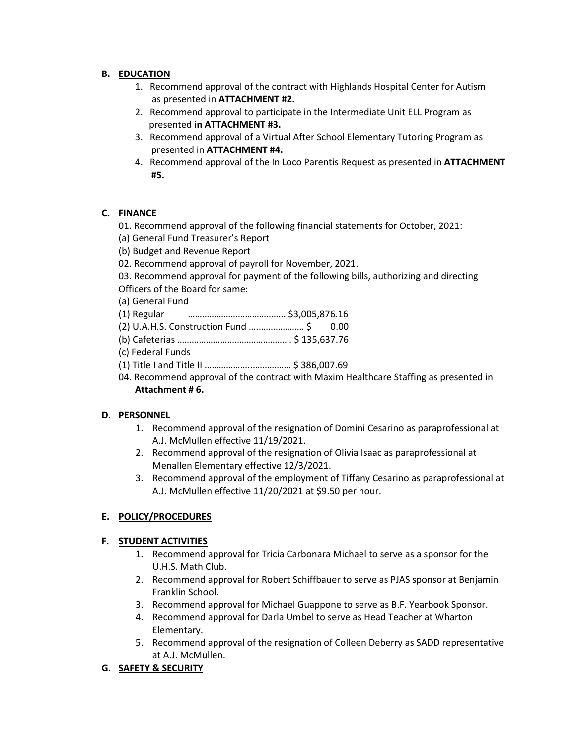## B. EDUCATION

1. Recommend approval of the contract with Highlands Hospital Center for Autism as presented in **ATTACHMENT #2.**
2. Recommend approval to participate in the Intermediate Unit ELL Program as presented **in ATTACHMENT #3.**
3. Recommend approval of a Virtual After School Elementary Tutoring Program as presented in **ATTACHMENT #4.**
4. Recommend approval of the In Loco Parentis Request as presented in **ATTACHMENT #5.**

## C. FINANCE

01. Recommend approval of the following financial statements for October, 2021:

(a) General Fund Treasurer's Report

(b) Budget and Revenue Report

02. Recommend approval of payroll for November, 2021.

03. Recommend approval for payment of the following bills, authorizing and directing Officers of the Board for same:

(a) General Fund

(1) Regular ………………………………….. $3,005,876.16

(2) U.A.H.S. Construction Fund …………………. $ 0.00

(b) Cafeterias ………………………………………… $ 135,637.76

(c) Federal Funds

(1) Title I and Title II ………………….…………… $ 386,007.69

04. Recommend approval of the contract with Maxim Healthcare Staffing as presented in **Attachment # 6.**

## D. PERSONNEL

1. Recommend approval of the resignation of Domini Cesarino as paraprofessional at A.J. McMullen effective 11/19/2021.
2. Recommend approval of the resignation of Olivia Isaac as paraprofessional at Menallen Elementary effective 12/3/2021.
3. Recommend approval of the employment of Tiffany Cesarino as paraprofessional at A.J. McMullen effective 11/20/2021 at $9.50 per hour.

## E. POLICY/PROCEDURES

## F. STUDENT ACTIVITIES

1. Recommend approval for Tricia Carbonara Michael to serve as a sponsor for the U.H.S. Math Club.
2. Recommend approval for Robert Schiffbauer to serve as PJAS sponsor at Benjamin Franklin School.
3. Recommend approval for Michael Guappone to serve as B.F. Yearbook Sponsor.
4. Recommend approval for Darla Umbel to serve as Head Teacher at Wharton Elementary.
5. Recommend approval of the resignation of Colleen Deberry as SADD representative at A.J. McMullen.

## G. SAFETY & SECURITY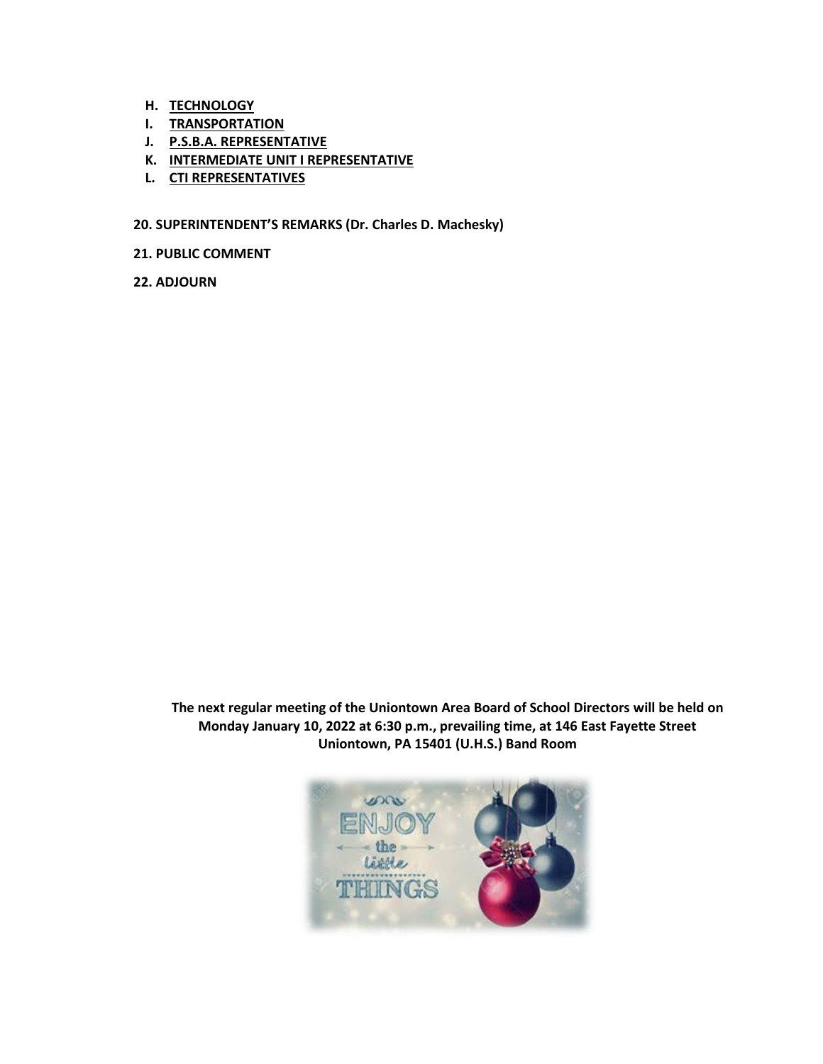H. **TECHNOLOGY**
I. **TRANSPORTATION**
J. **P.S.B.A. REPRESENTATIVE**
K. **INTERMEDIATE UNIT I REPRESENTATIVE**
L. **CTI REPRESENTATIVES**

**20. SUPERINTENDENT'S REMARKS (Dr. Charles D. Machesky)**

**21. PUBLIC COMMENT**

**22. ADJOURN**

**The next regular meeting of the Uniontown Area Board of School Directors will be held on Monday January 10, 2022 at 6:30 p.m., prevailing time, at 146 East Fayette Street Uniontown, PA 15401 (U.H.S.) Band Room**